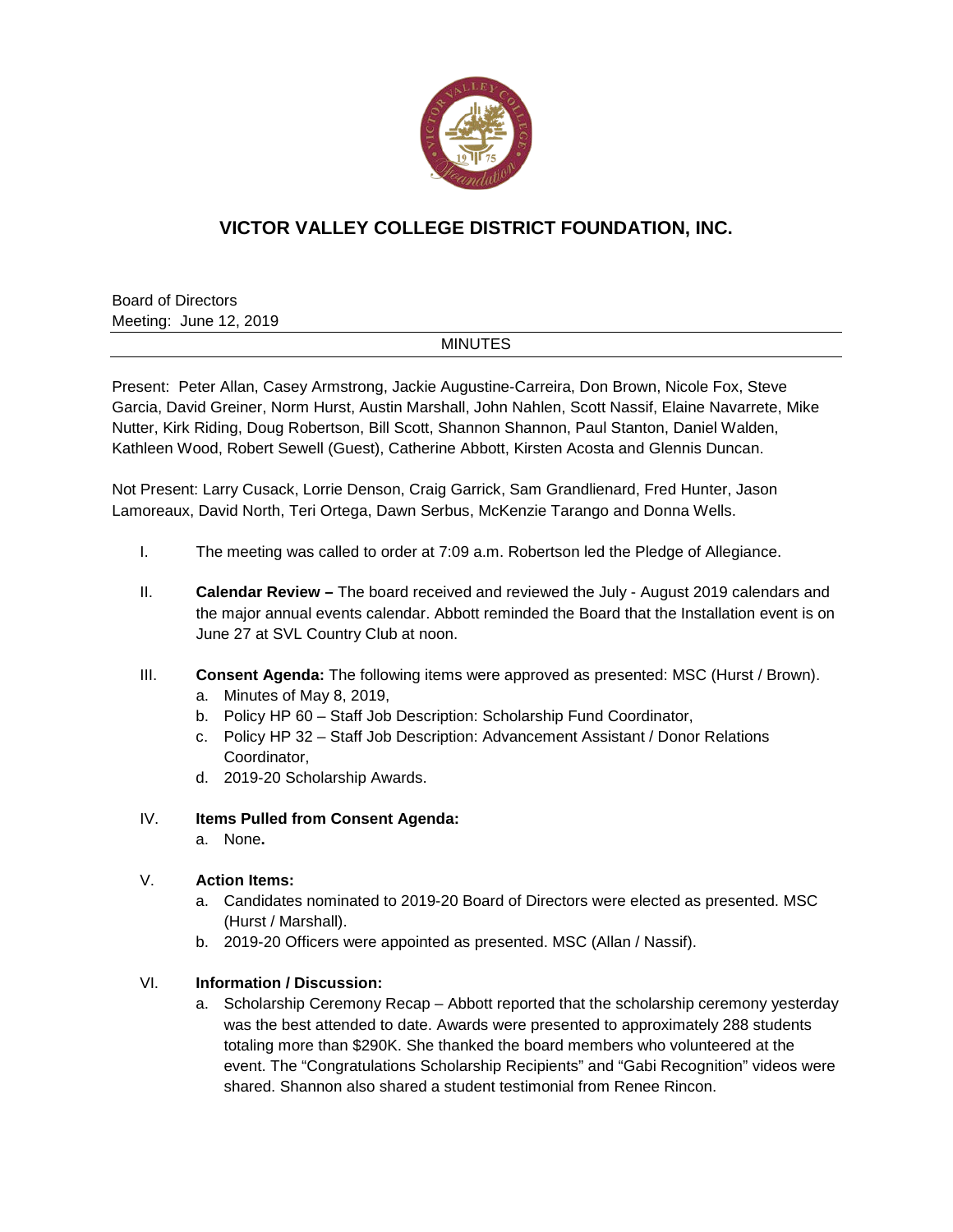# VICTOR VALLEY COLLEGE DISTRICT FOUNDATION, INC.

Board of Directors
Meeting: June 12, 2019

MINUTES

Present: Peter Allan, Casey Armstrong, Jackie Augustine-Carreira, Don Brown, Nicole Fox, Steve Garcia, David Greiner, Norm Hurst, Austin Marshall, John Nahlen, Scott Nassif, Elaine Navarrete, Mike Nutter, Kirk Riding, Doug Robertson, Bill Scott, Shannon Shannon, Paul Stanton, Daniel Walden, Kathleen Wood, Robert Sewell (Guest), Catherine Abbott, Kirsten Acosta and Glennis Duncan.

Not Present: Larry Cusack, Lorrie Denson, Craig Garrick, Sam Grandlienard, Fred Hunter, Jason Lamoreaux, David North, Teri Ortega, Dawn Serbus, McKenzie Tarango and Donna Wells.

I. The meeting was called to order at 7:09 a.m. Robertson led the Pledge of Allegiance.

II. **Calendar Review –** The board received and reviewed the July - August 2019 calendars and the major annual events calendar. Abbott reminded the Board that the Installation event is on June 27 at SVL Country Club at noon.

III. **Consent Agenda:** The following items were approved as presented: MSC (Hurst / Brown).
   a. Minutes of May 8, 2019,
   b. Policy HP 60 – Staff Job Description: Scholarship Fund Coordinator,
   c. Policy HP 32 – Staff Job Description: Advancement Assistant / Donor Relations Coordinator,
   d. 2019-20 Scholarship Awards.

IV. **Items Pulled from Consent Agenda:**
   a. None**.**

V. **Action Items:**
   a. Candidates nominated to 2019-20 Board of Directors were elected as presented. MSC (Hurst / Marshall).
   b. 2019-20 Officers were appointed as presented. MSC (Allan / Nassif).

VI. **Information / Discussion:**
   a. Scholarship Ceremony Recap – Abbott reported that the scholarship ceremony yesterday was the best attended to date. Awards were presented to approximately 288 students totaling more than $290K. She thanked the board members who volunteered at the event. The "Congratulations Scholarship Recipients" and "Gabi Recognition" videos were shared. Shannon also shared a student testimonial from Renee Rincon.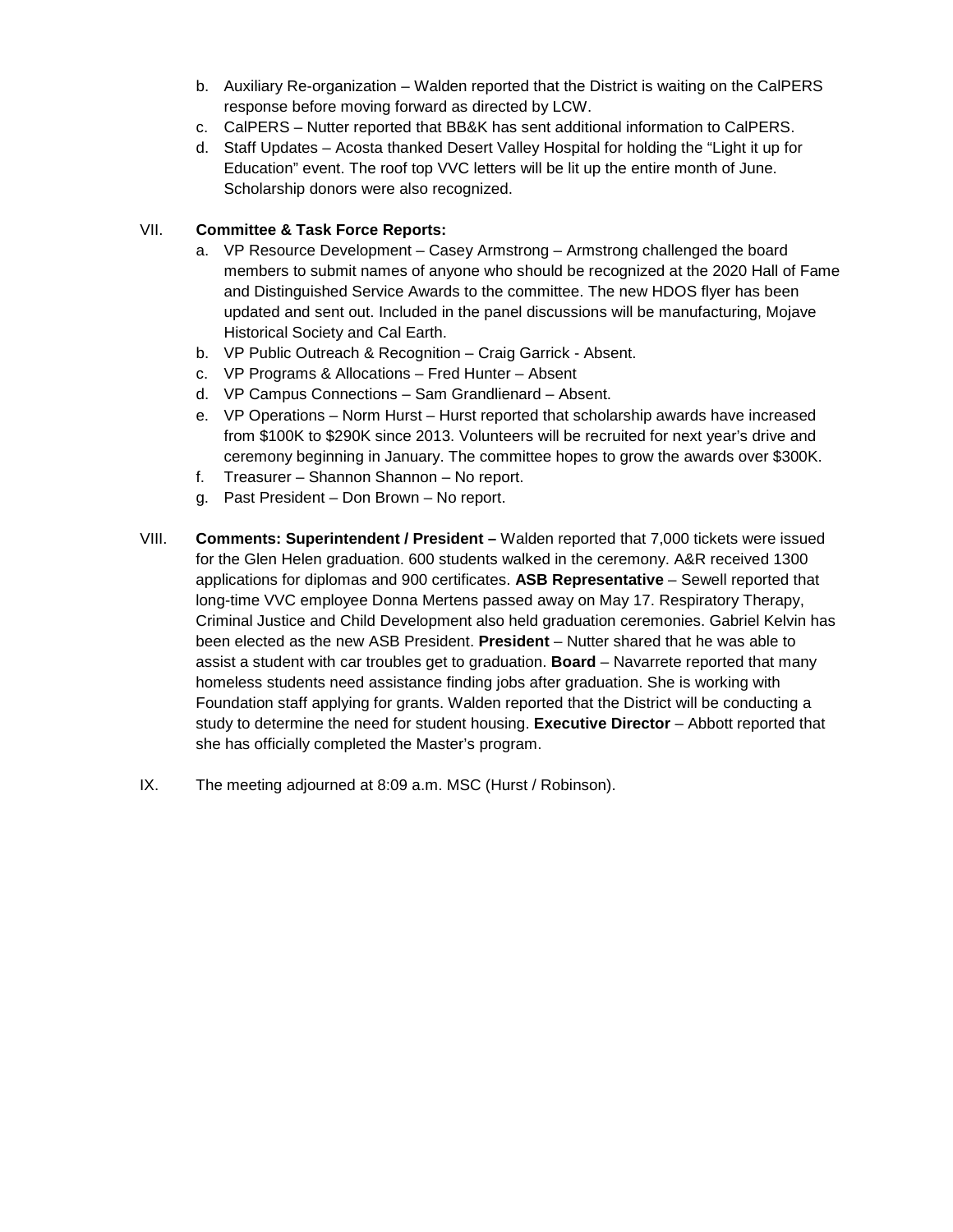b. Auxiliary Re-organization – Walden reported that the District is waiting on the CalPERS response before moving forward as directed by LCW.
c. CalPERS – Nutter reported that BB&K has sent additional information to CalPERS.
d. Staff Updates – Acosta thanked Desert Valley Hospital for holding the "Light it up for Education" event. The roof top VVC letters will be lit up the entire month of June. Scholarship donors were also recognized.

VII. **Committee & Task Force Reports:**

a. VP Resource Development – Casey Armstrong – Armstrong challenged the board members to submit names of anyone who should be recognized at the 2020 Hall of Fame and Distinguished Service Awards to the committee. The new HDOS flyer has been updated and sent out. Included in the panel discussions will be manufacturing, Mojave Historical Society and Cal Earth.
b. VP Public Outreach & Recognition – Craig Garrick - Absent.
c. VP Programs & Allocations – Fred Hunter – Absent
d. VP Campus Connections – Sam Grandlienard – Absent.
e. VP Operations – Norm Hurst – Hurst reported that scholarship awards have increased from $100K to $290K since 2013. Volunteers will be recruited for next year's drive and ceremony beginning in January. The committee hopes to grow the awards over $300K.
f. Treasurer – Shannon Shannon – No report.
g. Past President – Don Brown – No report.

VIII. **Comments: Superintendent / President –** Walden reported that 7,000 tickets were issued for the Glen Helen graduation. 600 students walked in the ceremony. A&R received 1300 applications for diplomas and 900 certificates. **ASB Representative** – Sewell reported that long-time VVC employee Donna Mertens passed away on May 17. Respiratory Therapy, Criminal Justice and Child Development also held graduation ceremonies. Gabriel Kelvin has been elected as the new ASB President. **President** – Nutter shared that he was able to assist a student with car troubles get to graduation. **Board** – Navarrete reported that many homeless students need assistance finding jobs after graduation. She is working with Foundation staff applying for grants. Walden reported that the District will be conducting a study to determine the need for student housing. **Executive Director** – Abbott reported that she has officially completed the Master's program.

IX. The meeting adjourned at 8:09 a.m. MSC (Hurst / Robinson).